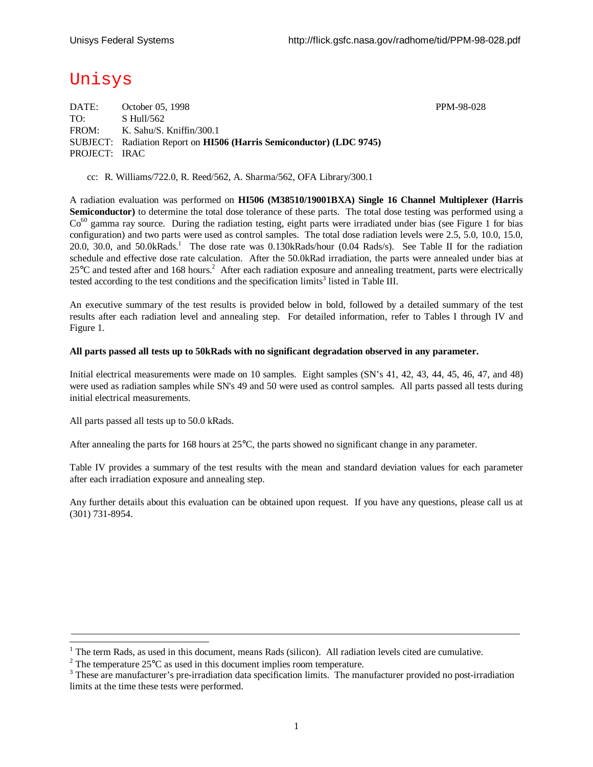# Unisys

DATE: October 05, 1998 PPM-98-028

TO: S Hull/562

FROM: K. Sahu/S. Kniffin/300.1

SUBJECT: Radiation Report on **HI506 (Harris Semiconductor) (LDC 9745)**

PROJECT: IRAC

cc: R. Williams/722.0, R. Reed/562, A. Sharma/562, OFA Library/300.1

A radiation evaluation was performed on **HI506 (M38510/19001BXA) Single 16 Channel Multiplexer (Harris Semiconductor)** to determine the total dose tolerance of these parts. The total dose testing was performed using a $Co^{60}$ gamma ray source. During the radiation testing, eight parts were irradiated under bias (see Figure 1 for bias configuration) and two parts were used as control samples. The total dose radiation levels were 2.5, 5.0, 10.0, 15.0, 20.0, 30.0, and 50.0kRads.[1] The dose rate was 0.130kRads/hour (0.04 Rads/s). See Table II for the radiation schedule and effective dose rate calculation. After the 50.0kRad irradiation, the parts were annealed under bias at 25°C and tested after and 168 hours.[2] After each radiation exposure and annealing treatment, parts were electrically tested according to the test conditions and the specification limits[3] listed in Table III.

An executive summary of the test results is provided below in bold, followed by a detailed summary of the test results after each radiation level and annealing step. For detailed information, refer to Tables I through IV and Figure 1.

**All parts passed all tests up to 50kRads with no significant degradation observed in any parameter.**

Initial electrical measurements were made on 10 samples. Eight samples (SN's 41, 42, 43, 44, 45, 46, 47, and 48) were used as radiation samples while SN's 49 and 50 were used as control samples. All parts passed all tests during initial electrical measurements.

All parts passed all tests up to 50.0 kRads.

After annealing the parts for 168 hours at 25°C, the parts showed no significant change in any parameter.

Table IV provides a summary of the test results with the mean and standard deviation values for each parameter after each irradiation exposure and annealing step.

Any further details about this evaluation can be obtained upon request. If you have any questions, please call us at (301) 731-8954.

---

[1] The term Rads, as used in this document, means Rads (silicon). All radiation levels cited are cumulative.

[2] The temperature 25°C as used in this document implies room temperature.

[3] These are manufacturer's pre-irradiation data specification limits. The manufacturer provided no post-irradiation limits at the time these tests were performed.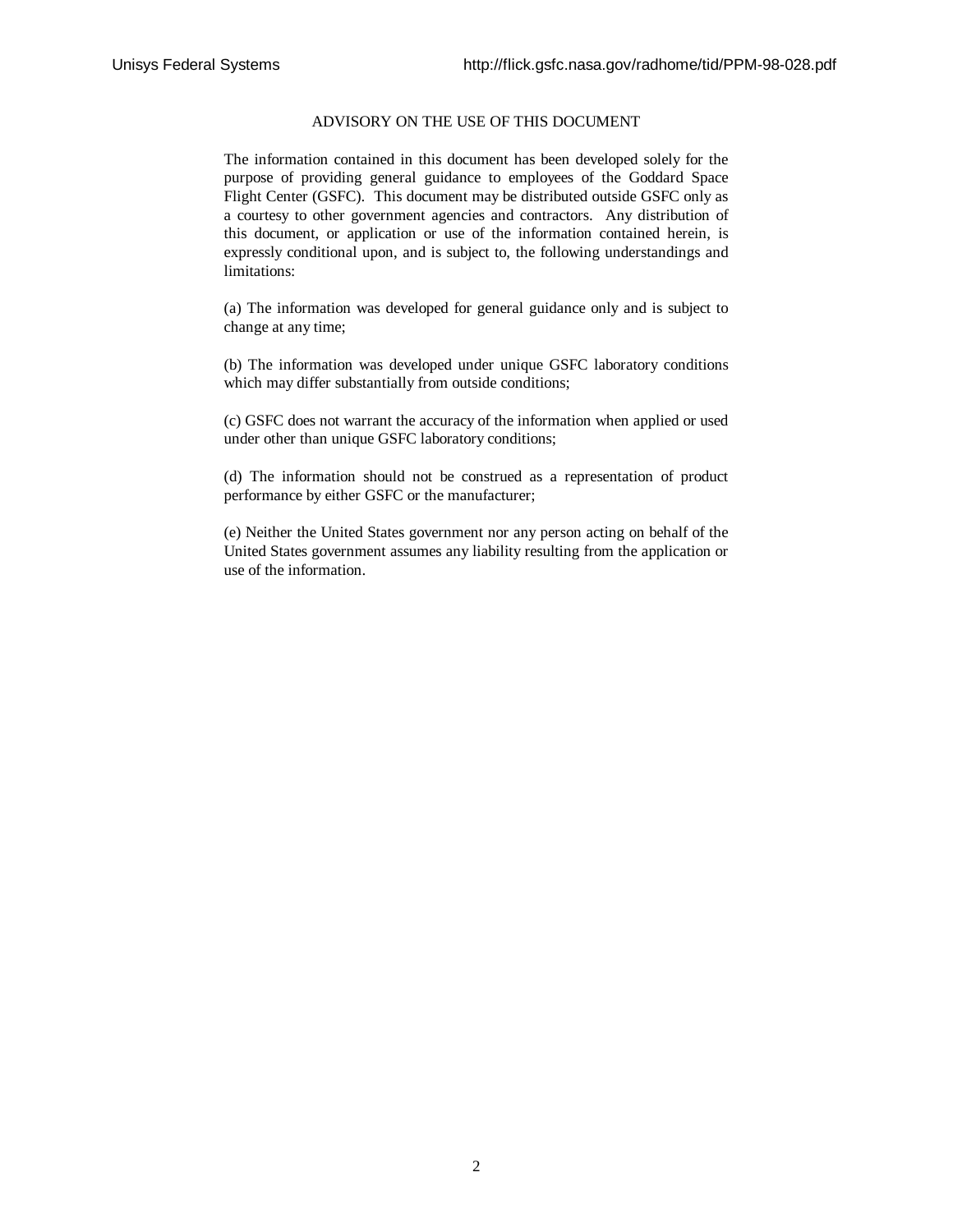## ADVISORY ON THE USE OF THIS DOCUMENT

The information contained in this document has been developed solely for the purpose of providing general guidance to employees of the Goddard Space Flight Center (GSFC). This document may be distributed outside GSFC only as a courtesy to other government agencies and contractors. Any distribution of this document, or application or use of the information contained herein, is expressly conditional upon, and is subject to, the following understandings and limitations:

(a) The information was developed for general guidance only and is subject to change at any time;

(b) The information was developed under unique GSFC laboratory conditions which may differ substantially from outside conditions;

(c) GSFC does not warrant the accuracy of the information when applied or used under other than unique GSFC laboratory conditions;

(d) The information should not be construed as a representation of product performance by either GSFC or the manufacturer;

(e) Neither the United States government nor any person acting on behalf of the United States government assumes any liability resulting from the application or use of the information.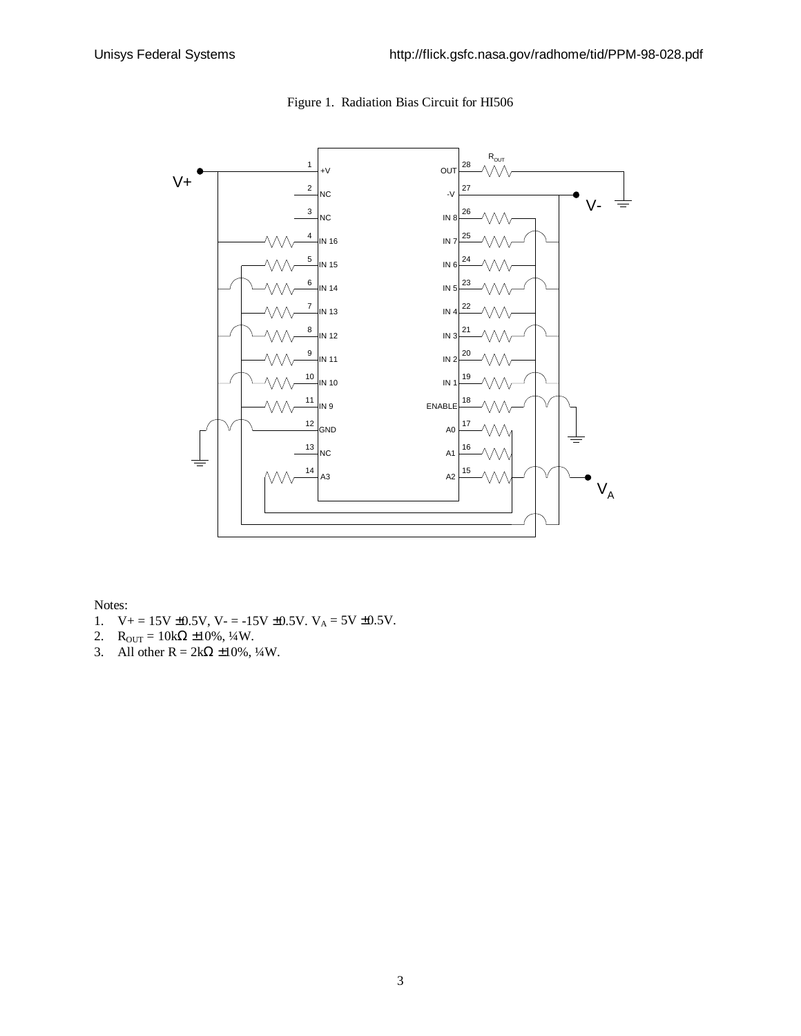Figure 1. Radiation Bias Circuit for HI506

Notes:

1. V+ = 15V ±0.5V, V- = -15V ±0.5V. $V_A$ = 5V ±0.5V.
2. $R_{OUT}$ = 10kΩ ±10%, ¼W.
3. All other R = 2kΩ ±10%, ¼W.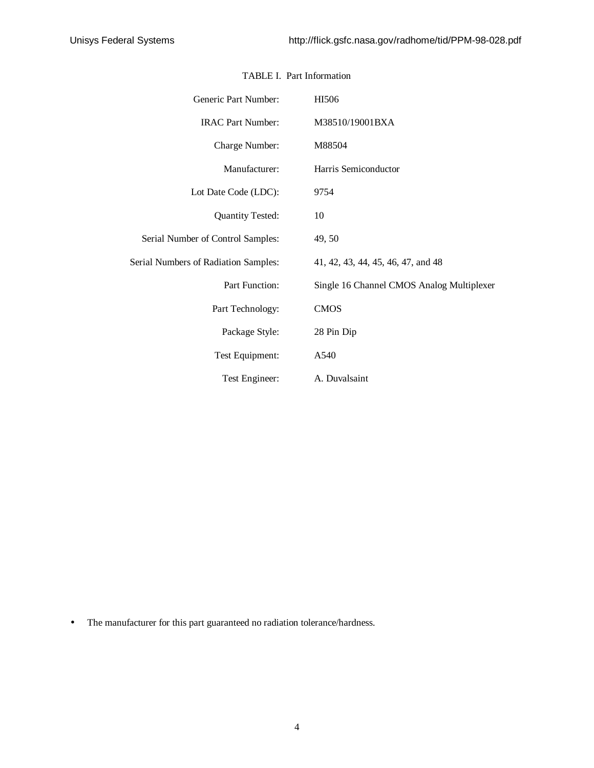TABLE I. Part Information

| | |
|---|---|
| Generic Part Number: | HI506 |
| IRAC Part Number: | M38510/19001BXA |
| Charge Number: | M88504 |
| Manufacturer: | Harris Semiconductor |
| Lot Date Code (LDC): | 9754 |
| Quantity Tested: | 10 |
| Serial Number of Control Samples: | 49, 50 |
| Serial Numbers of Radiation Samples: | 41, 42, 43, 44, 45, 46, 47, and 48 |
| Part Function: | Single 16 Channel CMOS Analog Multiplexer |
| Part Technology: | CMOS |
| Package Style: | 28 Pin Dip |
| Test Equipment: | A540 |
| Test Engineer: | A. Duvalsaint |

- The manufacturer for this part guaranteed no radiation tolerance/hardness.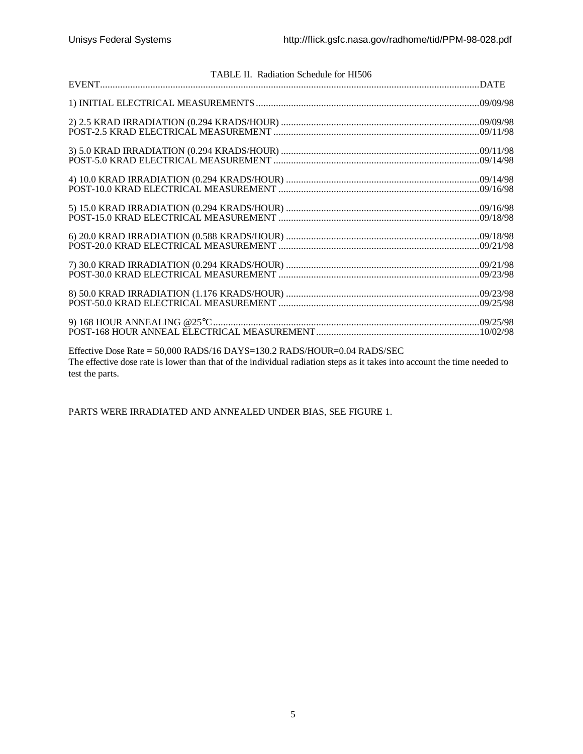TABLE II. Radiation Schedule for HI506

| EVENT | DATE |
|---|---|
| 1) INITIAL ELECTRICAL MEASUREMENTS | 09/09/98 |
| 2) 2.5 KRAD IRRADIATION (0.294 KRADS/HOUR) | 09/09/98 |
| POST-2.5 KRAD ELECTRICAL MEASUREMENT | 09/11/98 |
| 3) 5.0 KRAD IRRADIATION (0.294 KRADS/HOUR) | 09/11/98 |
| POST-5.0 KRAD ELECTRICAL MEASUREMENT | 09/14/98 |
| 4) 10.0 KRAD IRRADIATION (0.294 KRADS/HOUR) | 09/14/98 |
| POST-10.0 KRAD ELECTRICAL MEASUREMENT | 09/16/98 |
| 5) 15.0 KRAD IRRADIATION (0.294 KRADS/HOUR) | 09/16/98 |
| POST-15.0 KRAD ELECTRICAL MEASUREMENT | 09/18/98 |
| 6) 20.0 KRAD IRRADIATION (0.588 KRADS/HOUR) | 09/18/98 |
| POST-20.0 KRAD ELECTRICAL MEASUREMENT | 09/21/98 |
| 7) 30.0 KRAD IRRADIATION (0.294 KRADS/HOUR) | 09/21/98 |
| POST-30.0 KRAD ELECTRICAL MEASUREMENT | 09/23/98 |
| 8) 50.0 KRAD IRRADIATION (1.176 KRADS/HOUR) | 09/23/98 |
| POST-50.0 KRAD ELECTRICAL MEASUREMENT | 09/25/98 |
| 9) 168 HOUR ANNEALING @25°C | 09/25/98 |
| POST-168 HOUR ANNEAL ELECTRICAL MEASUREMENT | 10/02/98 |

Effective Dose Rate = 50,000 RADS/16 DAYS=130.2 RADS/HOUR=0.04 RADS/SEC

The effective dose rate is lower than that of the individual radiation steps as it takes into account the time needed to test the parts.

PARTS WERE IRRADIATED AND ANNEALED UNDER BIAS, SEE FIGURE 1.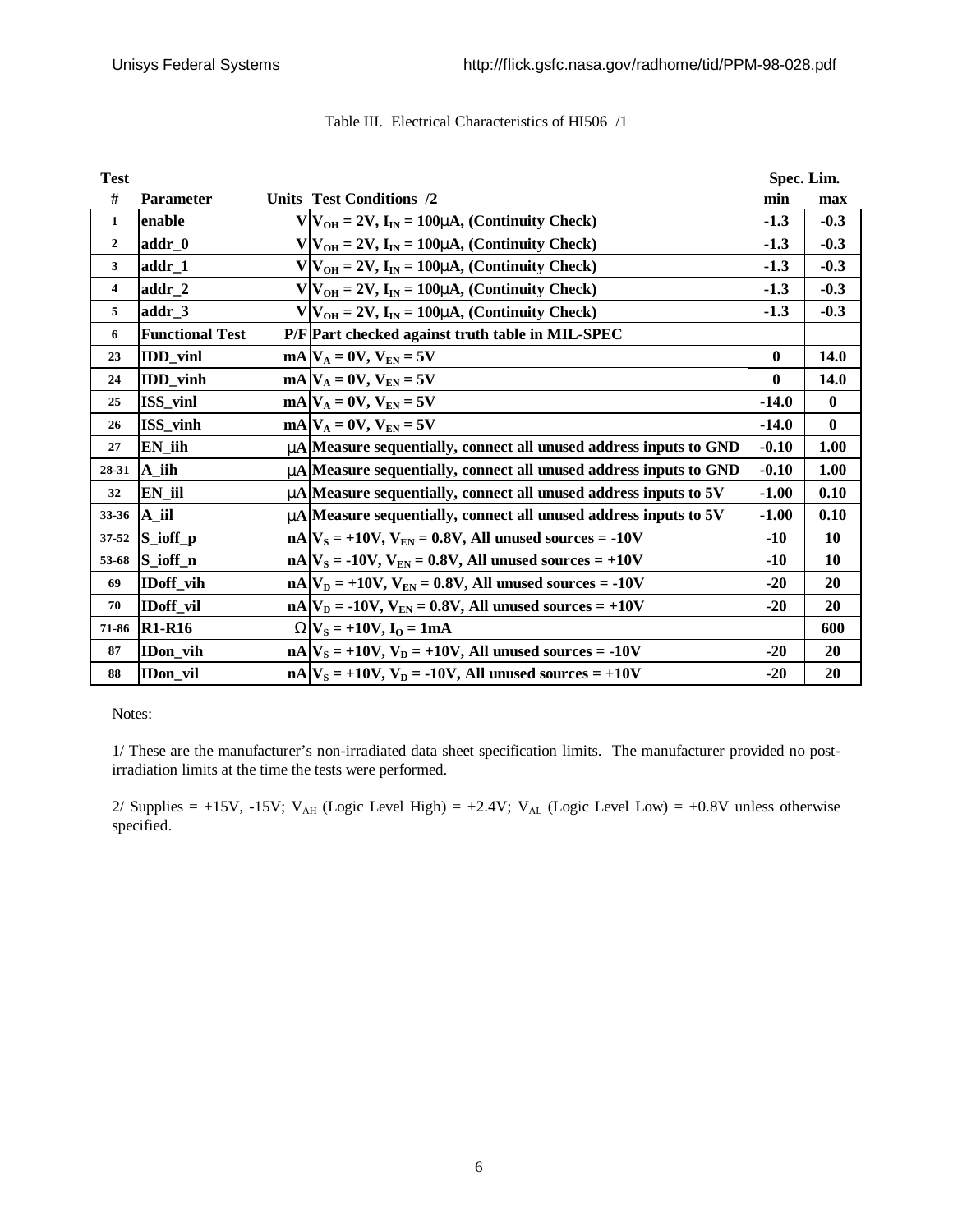Table III. Electrical Characteristics of HI506 /1

| Test # | Parameter | Units | Test Conditions /2 | Spec. Lim. min | Spec. Lim. max |
|---|---|---|---|---|---|
| 1 | enable | V | $V_{OH}$ = 2V, $I_{IN}$ = 100μA, (Continuity Check) | -1.3 | -0.3 |
| 2 | addr_0 | V | $V_{OH}$ = 2V, $I_{IN}$ = 100μA, (Continuity Check) | -1.3 | -0.3 |
| 3 | addr_1 | V | $V_{OH}$ = 2V, $I_{IN}$ = 100μA, (Continuity Check) | -1.3 | -0.3 |
| 4 | addr_2 | V | $V_{OH}$ = 2V, $I_{IN}$ = 100μA, (Continuity Check) | -1.3 | -0.3 |
| 5 | addr_3 | V | $V_{OH}$ = 2V, $I_{IN}$ = 100μA, (Continuity Check) | -1.3 | -0.3 |
| 6 | Functional Test | P/F | Part checked against truth table in MIL-SPEC | | |
| 23 | IDD_vinl | mA | $V_A$ = 0V, $V_{EN}$ = 5V | 0 | 14.0 |
| 24 | IDD_vinh | mA | $V_A$ = 0V, $V_{EN}$ = 5V | 0 | 14.0 |
| 25 | ISS_vinl | mA | $V_A$ = 0V, $V_{EN}$ = 5V | -14.0 | 0 |
| 26 | ISS_vinh | mA | $V_A$ = 0V, $V_{EN}$ = 5V | -14.0 | 0 |
| 27 | EN_iih | μA | Measure sequentially, connect all unused address inputs to GND | -0.10 | 1.00 |
| 28-31 | A_iih | μA | Measure sequentially, connect all unused address inputs to GND | -0.10 | 1.00 |
| 32 | EN_iil | μA | Measure sequentially, connect all unused address inputs to 5V | -1.00 | 0.10 |
| 33-36 | A_iil | μA | Measure sequentially, connect all unused address inputs to 5V | -1.00 | 0.10 |
| 37-52 | S_ioff_p | nA | $V_S$ = +10V, $V_{EN}$ = 0.8V, All unused sources = -10V | -10 | 10 |
| 53-68 | S_ioff_n | nA | $V_S$ = -10V, $V_{EN}$ = 0.8V, All unused sources = +10V | -10 | 10 |
| 69 | IDoff_vih | nA | $V_D$ = +10V, $V_{EN}$ = 0.8V, All unused sources = -10V | -20 | 20 |
| 70 | IDoff_vil | nA | $V_D$ = -10V, $V_{EN}$ = 0.8V, All unused sources = +10V | -20 | 20 |
| 71-86 | R1-R16 | Ω | $V_S$ = +10V, $I_O$ = 1mA | | 600 |
| 87 | IDon_vih | nA | $V_S$ = +10V, $V_D$ = +10V, All unused sources = -10V | -20 | 20 |
| 88 | IDon_vil | nA | $V_S$ = +10V, $V_D$ = -10V, All unused sources = +10V | -20 | 20 |

Notes:

1/ These are the manufacturer's non-irradiated data sheet specification limits. The manufacturer provided no post-irradiation limits at the time the tests were performed.

2/ Supplies = +15V, -15V; $V_{AH}$ (Logic Level High) = +2.4V; $V_{AL}$ (Logic Level Low) = +0.8V unless otherwise specified.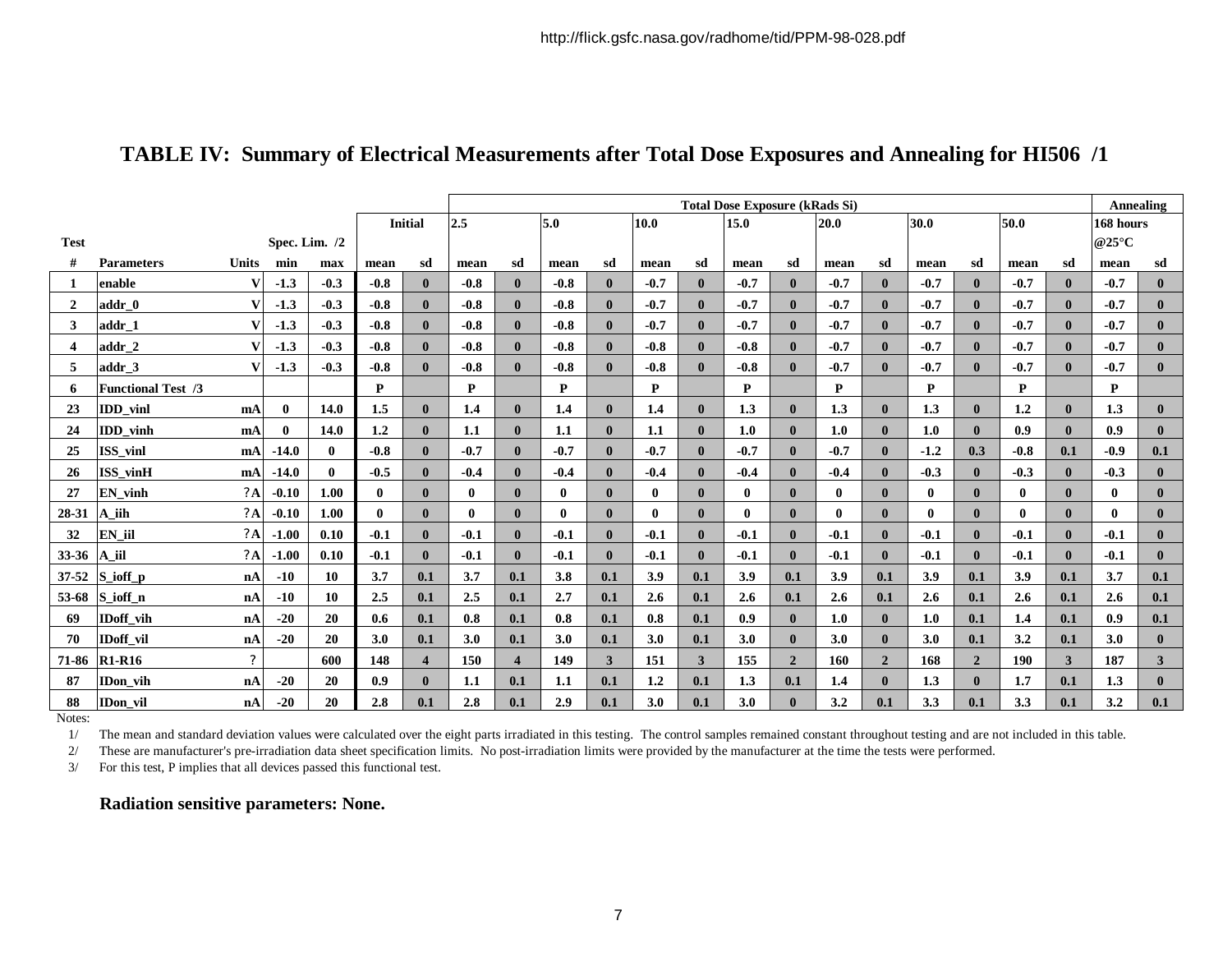http://flick.gsfc.nasa.gov/radhome/tid/PPM-98-028.pdf

# TABLE IV: Summary of Electrical Measurements after Total Dose Exposures and Annealing for HI506 /1

| | | | | | | | Total Dose Exposure (kRads Si) | | | | | | | | | | | | | | | | Annealing | |
|---|---|---|---|---|---|---|---|---|---|---|---|---|---|---|---|---|---|---|---|---|---|---|---|---|
| | | | | | Initial | | 2.5 | | 5.0 | | 10.0 | | 15.0 | | 20.0 | | 30.0 | | 50.0 | | | | 168 hours @25°C | |
| Test # | Parameters | Units | Spec. Lim. /2 min | max | mean | sd | mean | sd | mean | sd | mean | sd | mean | sd | mean | sd | mean | sd | mean | sd | | | mean | sd |
| 1 | enable | V | -1.3 | -0.3 | -0.8 | 0 | -0.8 | 0 | -0.8 | 0 | -0.7 | 0 | -0.7 | 0 | -0.7 | 0 | -0.7 | 0 | -0.7 | 0 | | | -0.7 | 0 |
| 2 | addr_0 | V | -1.3 | -0.3 | -0.8 | 0 | -0.8 | 0 | -0.8 | 0 | -0.7 | 0 | -0.7 | 0 | -0.7 | 0 | -0.7 | 0 | -0.7 | 0 | | | -0.7 | 0 |
| 3 | addr_1 | V | -1.3 | -0.3 | -0.8 | 0 | -0.8 | 0 | -0.8 | 0 | -0.7 | 0 | -0.7 | 0 | -0.7 | 0 | -0.7 | 0 | -0.7 | 0 | | | -0.7 | 0 |
| 4 | addr_2 | V | -1.3 | -0.3 | -0.8 | 0 | -0.8 | 0 | -0.8 | 0 | -0.8 | 0 | -0.8 | 0 | -0.7 | 0 | -0.7 | 0 | -0.7 | 0 | | | -0.7 | 0 |
| 5 | addr_3 | V | -1.3 | -0.3 | -0.8 | 0 | -0.8 | 0 | -0.8 | 0 | -0.8 | 0 | -0.8 | 0 | -0.7 | 0 | -0.7 | 0 | -0.7 | 0 | | | -0.7 | 0 |
| 6 | Functional Test /3 | | | | P | | P | | P | | P | | P | | P | | P | | P | | | | P | |
| 23 | IDD_vinl | mA | 0 | 14.0 | 1.5 | 0 | 1.4 | 0 | 1.4 | 0 | 1.4 | 0 | 1.3 | 0 | 1.3 | 0 | 1.3 | 0 | 1.2 | 0 | | | 1.3 | 0 |
| 24 | IDD_vinh | mA | 0 | 14.0 | 1.2 | 0 | 1.1 | 0 | 1.1 | 0 | 1.1 | 0 | 1.0 | 0 | 1.0 | 0 | 1.0 | 0 | 0.9 | 0 | | | 0.9 | 0 |
| 25 | ISS_vinl | mA | -14.0 | 0 | -0.8 | 0 | -0.7 | 0 | -0.7 | 0 | -0.7 | 0 | -0.7 | 0 | -0.7 | 0 | -1.2 | 0.3 | -0.8 | 0.1 | | | -0.9 | 0.1 |
| 26 | ISS_vinH | mA | -14.0 | 0 | -0.5 | 0 | -0.4 | 0 | -0.4 | 0 | -0.4 | 0 | -0.4 | 0 | -0.4 | 0 | -0.3 | 0 | -0.3 | 0 | | | -0.3 | 0 |
| 27 | EN_vinh | ?A | -0.10 | 1.00 | 0 | 0 | 0 | 0 | 0 | 0 | 0 | 0 | 0 | 0 | 0 | 0 | 0 | 0 | 0 | 0 | | | 0 | 0 |
| 28-31 | A_iih | ?A | -0.10 | 1.00 | 0 | 0 | 0 | 0 | 0 | 0 | 0 | 0 | 0 | 0 | 0 | 0 | 0 | 0 | 0 | 0 | | | 0 | 0 |
| 32 | EN_iil | ?A | -1.00 | 0.10 | -0.1 | 0 | -0.1 | 0 | -0.1 | 0 | -0.1 | 0 | -0.1 | 0 | -0.1 | 0 | -0.1 | 0 | -0.1 | 0 | | | -0.1 | 0 |
| 33-36 | A_iil | ?A | -1.00 | 0.10 | -0.1 | 0 | -0.1 | 0 | -0.1 | 0 | -0.1 | 0 | -0.1 | 0 | -0.1 | 0 | -0.1 | 0 | -0.1 | 0 | | | -0.1 | 0 |
| 37-52 | S_ioff_p | nA | -10 | 10 | 3.7 | 0.1 | 3.7 | 0.1 | 3.8 | 0.1 | 3.9 | 0.1 | 3.9 | 0.1 | 3.9 | 0.1 | 3.9 | 0.1 | 3.9 | 0.1 | | | 3.7 | 0.1 |
| 53-68 | S_ioff_n | nA | -10 | 10 | 2.5 | 0.1 | 2.5 | 0.1 | 2.7 | 0.1 | 2.6 | 0.1 | 2.6 | 0.1 | 2.6 | 0.1 | 2.6 | 0.1 | 2.6 | 0.1 | | | 2.6 | 0.1 |
| 69 | IDoff_vih | nA | -20 | 20 | 0.6 | 0.1 | 0.8 | 0.1 | 0.8 | 0.1 | 0.8 | 0.1 | 0.9 | 0 | 1.0 | 0 | 1.0 | 0.1 | 1.4 | 0.1 | | | 0.9 | 0.1 |
| 70 | IDoff_vil | nA | -20 | 20 | 3.0 | 0.1 | 3.0 | 0.1 | 3.0 | 0.1 | 3.0 | 0.1 | 3.0 | 0 | 3.0 | 0 | 3.0 | 0.1 | 3.2 | 0.1 | | | 3.0 | 0 |
| 71-86 | R1-R16 | ? | | 600 | 148 | 4 | 150 | 4 | 149 | 3 | 151 | 3 | 155 | 2 | 160 | 2 | 168 | 2 | 190 | 3 | | | 187 | 3 |
| 87 | IDon_vih | nA | -20 | 20 | 0.9 | 0 | 1.1 | 0.1 | 1.1 | 0.1 | 1.2 | 0.1 | 1.3 | 0.1 | 1.4 | 0 | 1.3 | 0 | 1.7 | 0.1 | | | 1.3 | 0 |
| 88 | IDon_vil | nA | -20 | 20 | 2.8 | 0.1 | 2.8 | 0.1 | 2.9 | 0.1 | 3.0 | 0.1 | 3.0 | 0 | 3.2 | 0.1 | 3.3 | 0.1 | 3.3 | 0.1 | | | 3.2 | 0.1 |

Notes:

1/ The mean and standard deviation values were calculated over the eight parts irradiated in this testing. The control samples remained constant throughout testing and are not included in this table.

2/ These are manufacturer's pre-irradiation data sheet specification limits. No post-irradiation limits were provided by the manufacturer at the time the tests were performed.

3/ For this test, P implies that all devices passed this functional test.

**Radiation sensitive parameters: None.**